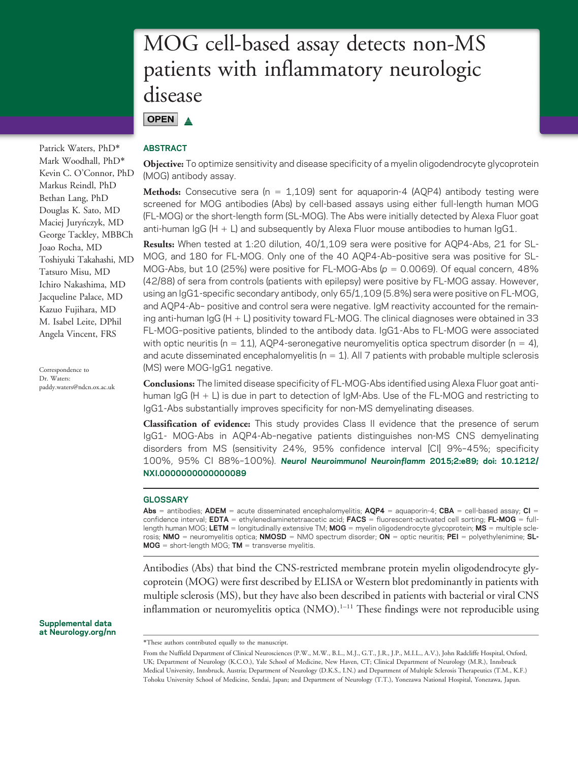# MOG cell-based assay detects non-MS patients with inflammatory neurologic disease

OPEN

Patrick Waters, PhD*
Mark Woodhall, PhD*
Kevin C. O'Connor, PhD
Markus Reindl, PhD
Bethan Lang, PhD
Douglas K. Sato, MD
Maciej Juryńczyk, MD
George Tackley, MBBCh
Joao Rocha, MD
Toshiyuki Takahashi, MD
Tatsuro Misu, MD
Ichiro Nakashima, MD
Jacqueline Palace, MD
Kazuo Fujihara, MD
M. Isabel Leite, DPhil
Angela Vincent, FRS

Correspondence to Dr. Waters: paddy.waters@ndcn.ox.ac.uk

## ABSTRACT

**Objective:** To optimize sensitivity and disease specificity of a myelin oligodendrocyte glycoprotein (MOG) antibody assay.

**Methods:** Consecutive sera (n = 1,109) sent for aquaporin-4 (AQP4) antibody testing were screened for MOG antibodies (Abs) by cell-based assays using either full-length human MOG (FL-MOG) or the short-length form (SL-MOG). The Abs were initially detected by Alexa Fluor goat anti-human IgG (H + L) and subsequently by Alexa Fluor mouse antibodies to human IgG1.

**Results:** When tested at 1:20 dilution, 40/1,109 sera were positive for AQP4-Abs, 21 for SL-MOG, and 180 for FL-MOG. Only one of the 40 AQP4-Ab–positive sera was positive for SL-MOG-Abs, but 10 (25%) were positive for FL-MOG-Abs ($p = 0.0069$). Of equal concern, 48% (42/88) of sera from controls (patients with epilepsy) were positive by FL-MOG assay. However, using an IgG1-specific secondary antibody, only 65/1,109 (5.8%) sera were positive on FL-MOG, and AQP4-Ab– positive and control sera were negative. IgM reactivity accounted for the remaining anti-human IgG (H + L) positivity toward FL-MOG. The clinical diagnoses were obtained in 33 FL-MOG–positive patients, blinded to the antibody data. IgG1-Abs to FL-MOG were associated with optic neuritis (n = 11), AQP4-seronegative neuromyelitis optica spectrum disorder (n = 4), and acute disseminated encephalomyelitis (n = 1). All 7 patients with probable multiple sclerosis (MS) were MOG-IgG1 negative.

**Conclusions:** The limited disease specificity of FL-MOG-Abs identified using Alexa Fluor goat anti-human IgG (H + L) is due in part to detection of IgM-Abs. Use of the FL-MOG and restricting to IgG1-Abs substantially improves specificity for non-MS demyelinating diseases.

**Classification of evidence:** This study provides Class II evidence that the presence of serum IgG1- MOG-Abs in AQP4-Ab–negative patients distinguishes non-MS CNS demyelinating disorders from MS (sensitivity 24%, 95% confidence interval [CI] 9%–45%; specificity 100%, 95% CI 88%–100%). *Neurol Neuroimmunol Neuroinflamm* **2015;2:e89; doi: 10.1212/NXI.0000000000000089**

## GLOSSARY

**Abs** = antibodies; **ADEM** = acute disseminated encephalomyelitis; **AQP4** = aquaporin-4; **CBA** = cell-based assay; **CI** = confidence interval; **EDTA** = ethylenediaminetetraacetic acid; **FACS** = fluorescent-activated cell sorting; **FL-MOG** = full-length human MOG; **LETM** = longitudinally extensive TM; **MOG** = myelin oligodendrocyte glycoprotein; **MS** = multiple sclerosis; **NMO** = neuromyelitis optica; **NMOSD** = NMO spectrum disorder; **ON** = optic neuritis; **PEI** = polyethylenimine; **SL-MOG** = short-length MOG; **TM** = transverse myelitis.

Antibodies (Abs) that bind the CNS-restricted membrane protein myelin oligodendrocyte glycoprotein (MOG) were first described by ELISA or Western blot predominantly in patients with multiple sclerosis (MS), but they have also been described in patients with bacterial or viral CNS inflammation or neuromyelitis optica (NMO).[1–11] These findings were not reproducible using

Supplemental data at Neurology.org/nn

*These authors contributed equally to the manuscript.

From the Nuffield Department of Clinical Neurosciences (P.W., M.W., B.L., M.J., G.T., J.R., J.P., M.I.L., A.V.), John Radcliffe Hospital, Oxford, UK; Department of Neurology (K.C.O.), Yale School of Medicine, New Haven, CT; Clinical Department of Neurology (M.R.), Innsbruck Medical University, Innsbruck, Austria; Department of Neurology (D.K.S., I.N.) and Department of Multiple Sclerosis Therapeutics (T.M., K.F.) Tohoku University School of Medicine, Sendai, Japan; and Department of Neurology (T.T.), Yonezawa National Hospital, Yonezawa, Japan.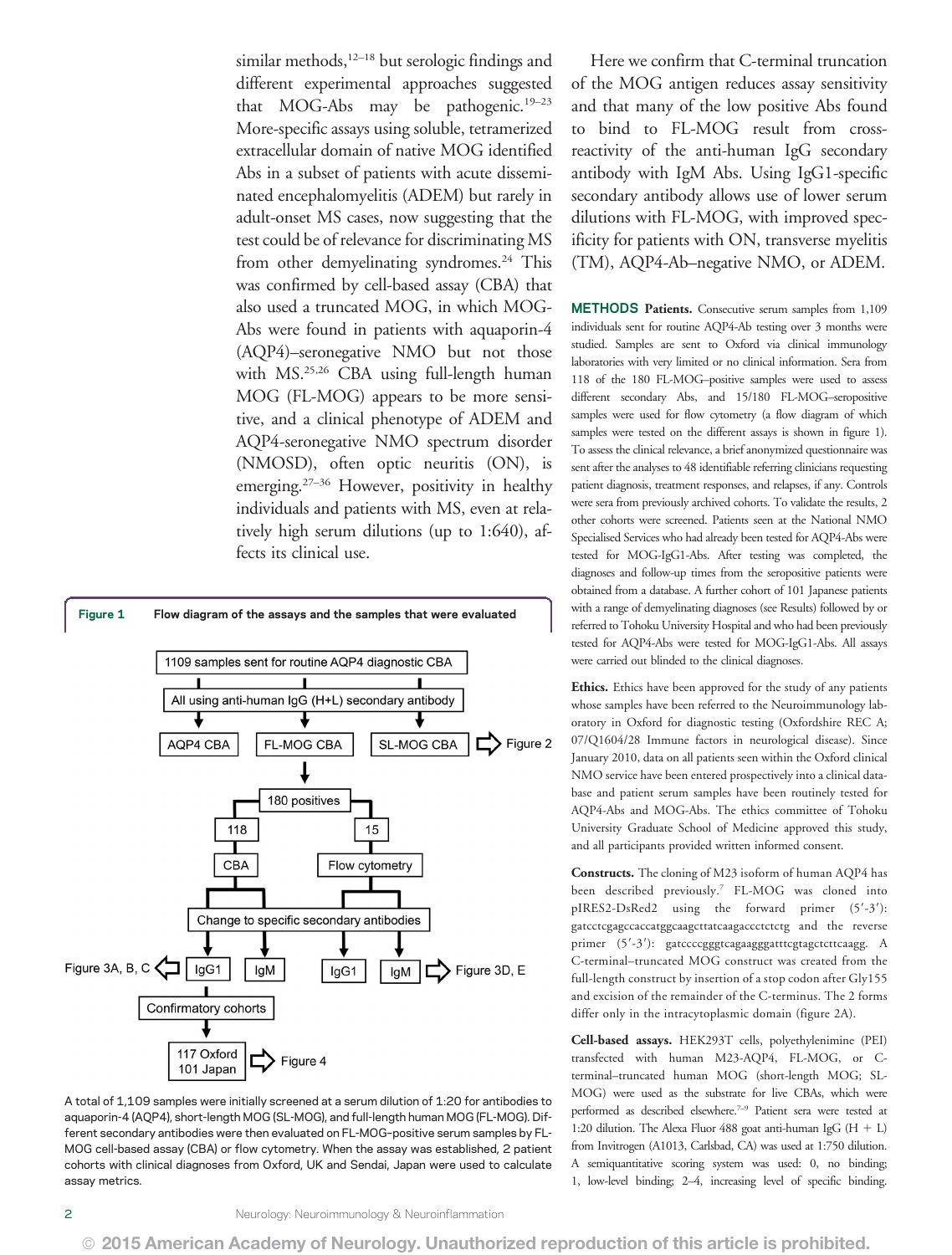similar methods,[12–18] but serologic findings and different experimental approaches suggested that MOG-Abs may be pathogenic.[19–23] More-specific assays using soluble, tetramerized extracellular domain of native MOG identified Abs in a subset of patients with acute disseminated encephalomyelitis (ADEM) but rarely in adult-onset MS cases, now suggesting that the test could be of relevance for discriminating MS from other demyelinating syndromes.[24] This was confirmed by cell-based assay (CBA) that also used a truncated MOG, in which MOG-Abs were found in patients with aquaporin-4 (AQP4)–seronegative NMO but not those with MS.[25,26] CBA using full-length human MOG (FL-MOG) appears to be more sensitive, and a clinical phenotype of ADEM and AQP4-seronegative NMO spectrum disorder (NMOSD), often optic neuritis (ON), is emerging.[27–36] However, positivity in healthy individuals and patients with MS, even at relatively high serum dilutions (up to 1:640), affects its clinical use.

Here we confirm that C-terminal truncation of the MOG antigen reduces assay sensitivity and that many of the low positive Abs found to bind to FL-MOG result from cross-reactivity of the anti-human IgG secondary antibody with IgM Abs. Using IgG1-specific secondary antibody allows use of lower serum dilutions with FL-MOG, with improved specificity for patients with ON, transverse myelitis (TM), AQP4-Ab–negative NMO, or ADEM.

**Figure 1** Flow diagram of the assays and the samples that were evaluated

1109 samples sent for routine AQP4 diagnostic CBA → All using anti-human IgG (H+L) secondary antibody → AQP4 CBA / FL-MOG CBA / SL-MOG CBA (Figure 2) → FL-MOG CBA: 180 positives → 118 (CBA) and 15 (Flow cytometry) → Change to specific secondary antibodies → CBA: IgG1 (Figure 3A, B, C), IgM; Flow cytometry: IgG1, IgM (Figure 3D, E) → Confirmatory cohorts → 117 Oxford, 101 Japan (Figure 4)

A total of 1,109 samples were initially screened at a serum dilution of 1:20 for antibodies to aquaporin-4 (AQP4), short-length MOG (SL-MOG), and full-length human MOG (FL-MOG). Different secondary antibodies were then evaluated on FL-MOG–positive serum samples by FL-MOG cell-based assay (CBA) or flow cytometry. When the assay was established, 2 patient cohorts with clinical diagnoses from Oxford, UK and Sendai, Japan were used to calculate assay metrics.

**METHODS Patients.** Consecutive serum samples from 1,109 individuals sent for routine AQP4-Ab testing over 3 months were studied. Samples are sent to Oxford via clinical immunology laboratories with very limited or no clinical information. Sera from 118 of the 180 FL-MOG–positive samples were used to assess different secondary Abs, and 15/180 FL-MOG–seropositive samples were used for flow cytometry (a flow diagram of which samples were tested on the different assays is shown in figure 1). To assess the clinical relevance, a brief anonymized questionnaire was sent after the analyses to 48 identifiable referring clinicians requesting patient diagnosis, treatment responses, and relapses, if any. Controls were sera from previously archived cohorts. To validate the results, 2 other cohorts were screened. Patients seen at the National NMO Specialised Services who had already been tested for AQP4-Abs were tested for MOG-IgG1-Abs. After testing was completed, the diagnoses and follow-up times from the seropositive patients were obtained from a database. A further cohort of 101 Japanese patients with a range of demyelinating diagnoses (see Results) followed by or referred to Tohoku University Hospital and who had been previously tested for AQP4-Abs were tested for MOG-IgG1-Abs. All assays were carried out blinded to the clinical diagnoses.

**Ethics.** Ethics have been approved for the study of any patients whose samples have been referred to the Neuroimmunology laboratory in Oxford for diagnostic testing (Oxfordshire REC A; 07/Q1604/28 Immune factors in neurological disease). Since January 2010, data on all patients seen within the Oxford clinical NMO service have been entered prospectively into a clinical database and patient serum samples have been routinely tested for AQP4-Abs and MOG-Abs. The ethics committee of Tohoku University Graduate School of Medicine approved this study, and all participants provided written informed consent.

**Constructs.** The cloning of M23 isoform of human AQP4 has been described previously.[7] FL-MOG was cloned into pIRES2-DsRed2 using the forward primer (5′-3′): gatcctcgagccaccatggcaagcttatcaagaccctctctg and the reverse primer (5′-3′): gatccccgggtcagaagggatttcgtagctcttcaagg. A C-terminal–truncated MOG construct was created from the full-length construct by insertion of a stop codon after Gly155 and excision of the remainder of the C-terminus. The 2 forms differ only in the intracytoplasmic domain (figure 2A).

**Cell-based assays.** HEK293T cells, polyethylenimine (PEI) transfected with human M23-AQP4, FL-MOG, or C-terminal–truncated human MOG (short-length MOG; SL-MOG) were used as the substrate for live CBAs, which were performed as described elsewhere.[7–9] Patient sera were tested at 1:20 dilution. The Alexa Fluor 488 goat anti-human IgG (H + L) from Invitrogen (A1013, Carlsbad, CA) was used at 1:750 dilution. A semiquantitative scoring system was used: 0, no binding; 1, low-level binding; 2–4, increasing level of specific binding.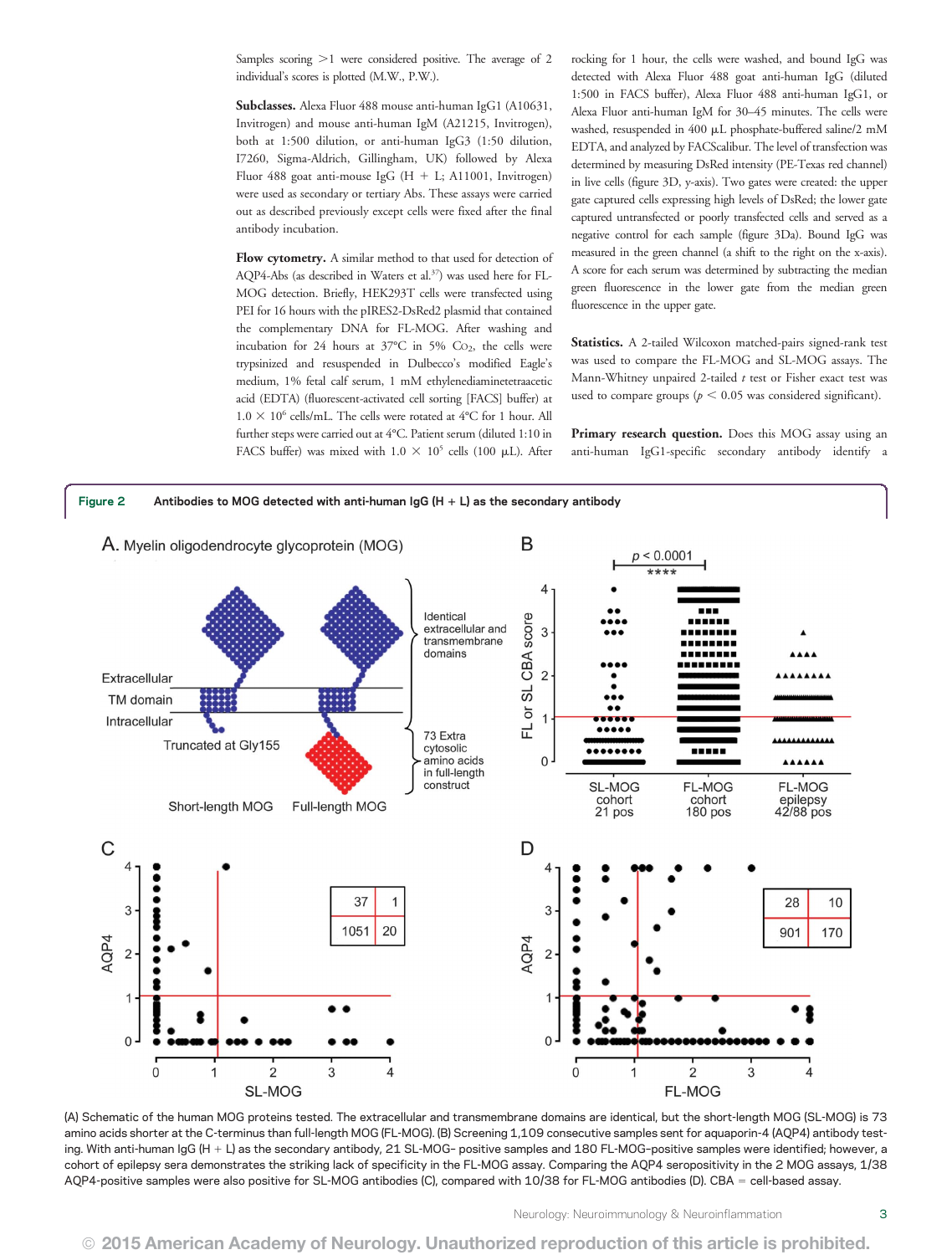Samples scoring >1 were considered positive. The average of 2 individual's scores is plotted (M.W., P.W.).

**Subclasses.** Alexa Fluor 488 mouse anti-human IgG1 (A10631, Invitrogen) and mouse anti-human IgM (A21215, Invitrogen), both at 1:500 dilution, or anti-human IgG3 (1:50 dilution, I7260, Sigma-Aldrich, Gillingham, UK) followed by Alexa Fluor 488 goat anti-mouse IgG (H + L; A11001, Invitrogen) were used as secondary or tertiary Abs. These assays were carried out as described previously except cells were fixed after the final antibody incubation.

**Flow cytometry.** A similar method to that used for detection of AQP4-Abs (as described in Waters et al.[37]) was used here for FL-MOG detection. Briefly, HEK293T cells were transfected using PEI for 16 hours with the pIRES2-DsRed2 plasmid that contained the complementary DNA for FL-MOG. After washing and incubation for 24 hours at 37°C in 5% $CO_2$, the cells were trypsinized and resuspended in Dulbecco's modified Eagle's medium, 1% fetal calf serum, 1 mM ethylenediaminetetraacetic acid (EDTA) (fluorescent-activated cell sorting [FACS] buffer) at $1.0 \times 10^6$ cells/mL. The cells were rotated at 4°C for 1 hour. All further steps were carried out at 4°C. Patient serum (diluted 1:10 in FACS buffer) was mixed with $1.0 \times 10^5$ cells (100 μL). After rocking for 1 hour, the cells were washed, and bound IgG was detected with Alexa Fluor 488 goat anti-human IgG (diluted 1:500 in FACS buffer), Alexa Fluor 488 anti-human IgG1, or Alexa Fluor anti-human IgM for 30–45 minutes. The cells were washed, resuspended in 400 μL phosphate-buffered saline/2 mM EDTA, and analyzed by FACScalibur. The level of transfection was determined by measuring DsRed intensity (PE-Texas red channel) in live cells (figure 3D, y-axis). Two gates were created: the upper gate captured cells expressing high levels of DsRed; the lower gate captured untransfected or poorly transfected cells and served as a negative control for each sample (figure 3Da). Bound IgG was measured in the green channel (a shift to the right on the x-axis). A score for each serum was determined by subtracting the median green fluorescence in the lower gate from the median green fluorescence in the upper gate.

**Statistics.** A 2-tailed Wilcoxon matched-pairs signed-rank test was used to compare the FL-MOG and SL-MOG assays. The Mann-Whitney unpaired 2-tailed *t* test or Fisher exact test was used to compare groups ($p < 0.05$ was considered significant).

**Primary research question.** Does this MOG assay using an anti-human IgG1-specific secondary antibody identify a

**Figure 2** Antibodies to MOG detected with anti-human IgG (H + L) as the secondary antibody

(A) Schematic of the human MOG proteins tested. The extracellular and transmembrane domains are identical, but the short-length MOG (SL-MOG) is 73 amino acids shorter at the C-terminus than full-length MOG (FL-MOG). (B) Screening 1,109 consecutive samples sent for aquaporin-4 (AQP4) antibody testing. With anti-human IgG (H + L) as the secondary antibody, 21 SL-MOG– positive samples and 180 FL-MOG–positive samples were identified; however, a cohort of epilepsy sera demonstrates the striking lack of specificity in the FL-MOG assay. Comparing the AQP4 seropositivity in the 2 MOG assays, 1/38 AQP4-positive samples were also positive for SL-MOG antibodies (C), compared with 10/38 for FL-MOG antibodies (D). CBA = cell-based assay.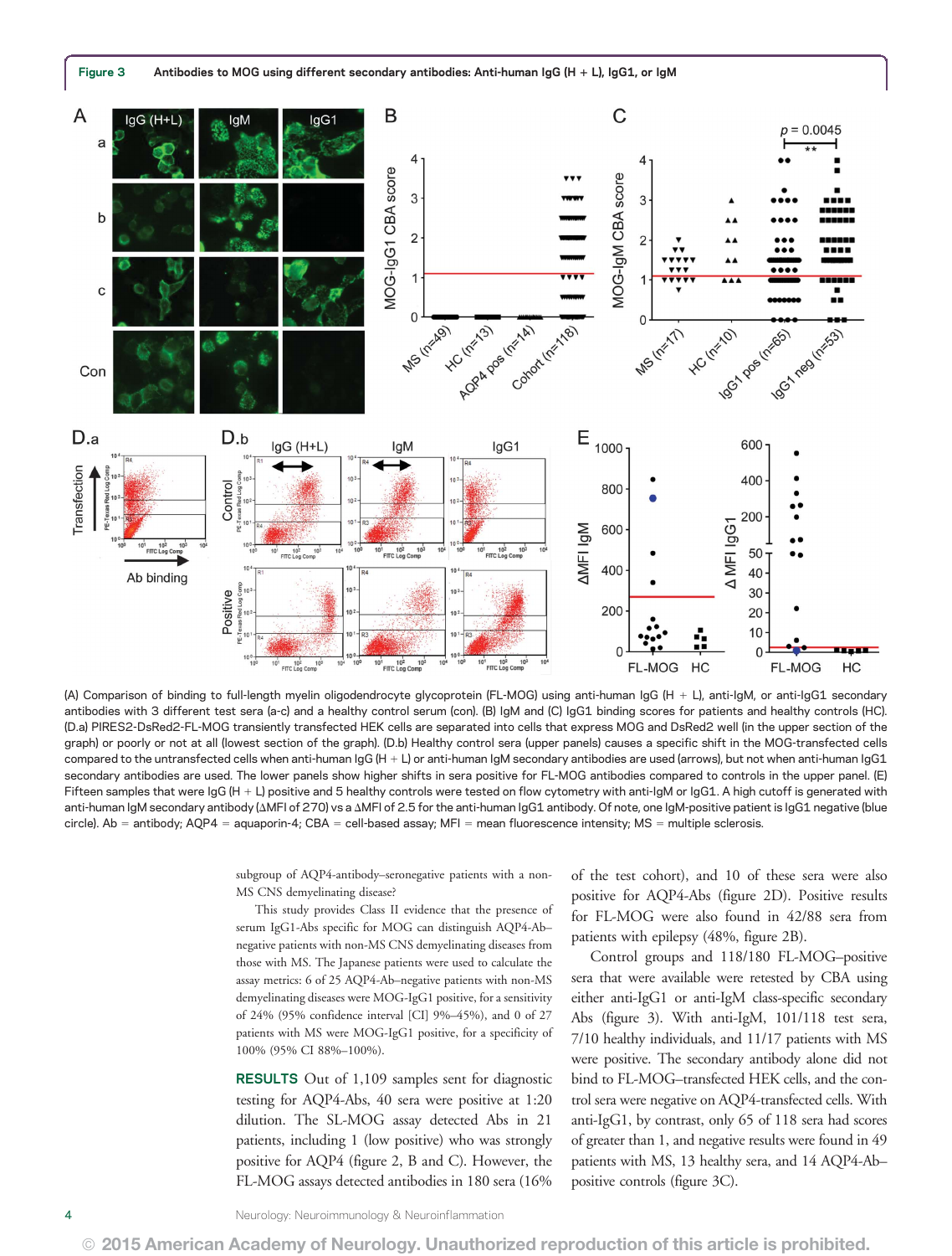**Figure 3** Antibodies to MOG using different secondary antibodies: Anti-human IgG (H + L), IgG1, or IgM

(A) Comparison of binding to full-length myelin oligodendrocyte glycoprotein (FL-MOG) using anti-human IgG (H + L), anti-IgM, or anti-IgG1 secondary antibodies with 3 different test sera (a-c) and a healthy control serum (con). (B) IgM and (C) IgG1 binding scores for patients and healthy controls (HC). (D.a) PIRES2-DsRed2-FL-MOG transiently transfected HEK cells are separated into cells that express MOG and DsRed2 well (in the upper section of the graph) or poorly or not at all (lowest section of the graph). (D.b) Healthy control sera (upper panels) causes a specific shift in the MOG-transfected cells compared to the untransfected cells when anti-human IgG (H + L) or anti-human IgM secondary antibodies are used (arrows), but not when anti-human IgG1 secondary antibodies are used. The lower panels show higher shifts in sera positive for FL-MOG antibodies compared to controls in the upper panel. (E) Fifteen samples that were IgG (H + L) positive and 5 healthy controls were tested on flow cytometry with anti-IgM or IgG1. A high cutoff is generated with anti-human IgM secondary antibody (ΔMFI of 270) vs a ΔMFI of 2.5 for the anti-human IgG1 antibody. Of note, one IgM-positive patient is IgG1 negative (blue circle). Ab = antibody; AQP4 = aquaporin-4; CBA = cell-based assay; MFI = mean fluorescence intensity; MS = multiple sclerosis.

subgroup of AQP4-antibody–seronegative patients with a non-MS CNS demyelinating disease?

This study provides Class II evidence that the presence of serum IgG1-Abs specific for MOG can distinguish AQP4-Ab–negative patients with non-MS CNS demyelinating diseases from those with MS. The Japanese patients were used to calculate the assay metrics: 6 of 25 AQP4-Ab–negative patients with non-MS demyelinating diseases were MOG-IgG1 positive, for a sensitivity of 24% (95% confidence interval [CI] 9%–45%), and 0 of 27 patients with MS were MOG-IgG1 positive, for a specificity of 100% (95% CI 88%–100%).

**RESULTS** Out of 1,109 samples sent for diagnostic testing for AQP4-Abs, 40 sera were positive at 1:20 dilution. The SL-MOG assay detected Abs in 21 patients, including 1 (low positive) who was strongly positive for AQP4 (figure 2, B and C). However, the FL-MOG assays detected antibodies in 180 sera (16% of the test cohort), and 10 of these sera were also positive for AQP4-Abs (figure 2D). Positive results for FL-MOG were also found in 42/88 sera from patients with epilepsy (48%, figure 2B).

Control groups and 118/180 FL-MOG–positive sera that were available were retested by CBA using either anti-IgG1 or anti-IgM class-specific secondary Abs (figure 3). With anti-IgM, 101/118 test sera, 7/10 healthy individuals, and 11/17 patients with MS were positive. The secondary antibody alone did not bind to FL-MOG–transfected HEK cells, and the control sera were negative on AQP4-transfected cells. With anti-IgG1, by contrast, only 65 of 118 sera had scores of greater than 1, and negative results were found in 49 patients with MS, 13 healthy sera, and 14 AQP4-Ab–positive controls (figure 3C).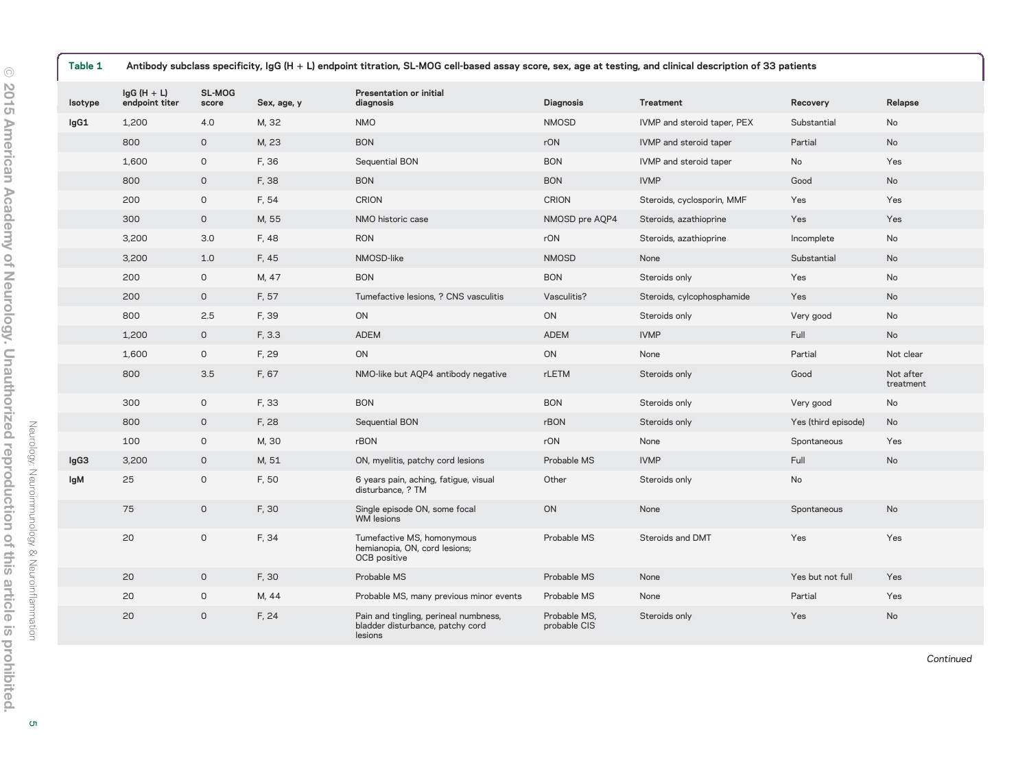Table 1 Antibody subclass specificity, IgG (H + L) endpoint titration, SL-MOG cell-based assay score, sex, age at testing, and clinical description of 33 patients

| Isotype | IgG (H + L) endpoint titer | SL-MOG score | Sex, age, y | Presentation or initial diagnosis | Diagnosis | Treatment | Recovery | Relapse |
|---|---|---|---|---|---|---|---|---|
| IgG1 | 1,200 | 4.0 | M, 32 | NMO | NMOSD | IVMP and steroid taper, PEX | Substantial | No |
| | 800 | 0 | M, 23 | BON | rON | IVMP and steroid taper | Partial | No |
| | 1,600 | 0 | F, 36 | Sequential BON | BON | IVMP and steroid taper | No | Yes |
| | 800 | 0 | F, 38 | BON | BON | IVMP | Good | No |
| | 200 | 0 | F, 54 | CRION | CRION | Steroids, cyclosporin, MMF | Yes | Yes |
| | 300 | 0 | M, 55 | NMO historic case | NMOSD pre AQP4 | Steroids, azathioprine | Yes | Yes |
| | 3,200 | 3.0 | F, 48 | RON | rON | Steroids, azathioprine | Incomplete | No |
| | 3,200 | 1.0 | F, 45 | NMOSD-like | NMOSD | None | Substantial | No |
| | 200 | 0 | M, 47 | BON | BON | Steroids only | Yes | No |
| | 200 | 0 | F, 57 | Tumefactive lesions, ? CNS vasculitis | Vasculitis? | Steroids, cylcophosphamide | Yes | No |
| | 800 | 2.5 | F, 39 | ON | ON | Steroids only | Very good | No |
| | 1,200 | 0 | F, 3.3 | ADEM | ADEM | IVMP | Full | No |
| | 1,600 | 0 | F, 29 | ON | ON | None | Partial | Not clear |
| | 800 | 3.5 | F, 67 | NMO-like but AQP4 antibody negative | rLETM | Steroids only | Good | Not after treatment |
| | 300 | 0 | F, 33 | BON | BON | Steroids only | Very good | No |
| | 800 | 0 | F, 28 | Sequential BON | rBON | Steroids only | Yes (third episode) | No |
| | 100 | 0 | M, 30 | rBON | rON | None | Spontaneous | Yes |
| IgG3 | 3,200 | 0 | M, 51 | ON, myelitis, patchy cord lesions | Probable MS | IVMP | Full | No |
| IgM | 25 | 0 | F, 50 | 6 years pain, aching, fatigue, visual disturbance, ? TM | Other | Steroids only | No | |
| | 75 | 0 | F, 30 | Single episode ON, some focal WM lesions | ON | None | Spontaneous | No |
| | 20 | 0 | F, 34 | Tumefactive MS, homonymous hemianopia, ON, cord lesions; OCB positive | Probable MS | Steroids and DMT | Yes | Yes |
| | 20 | 0 | F, 30 | Probable MS | Probable MS | None | Yes but not full | Yes |
| | 20 | 0 | M, 44 | Probable MS, many previous minor events | Probable MS | None | Partial | Yes |
| | 20 | 0 | F, 24 | Pain and tingling, perineal numbness, bladder disturbance, patchy cord lesions | Probable MS, probable CIS | Steroids only | Yes | No |

Continued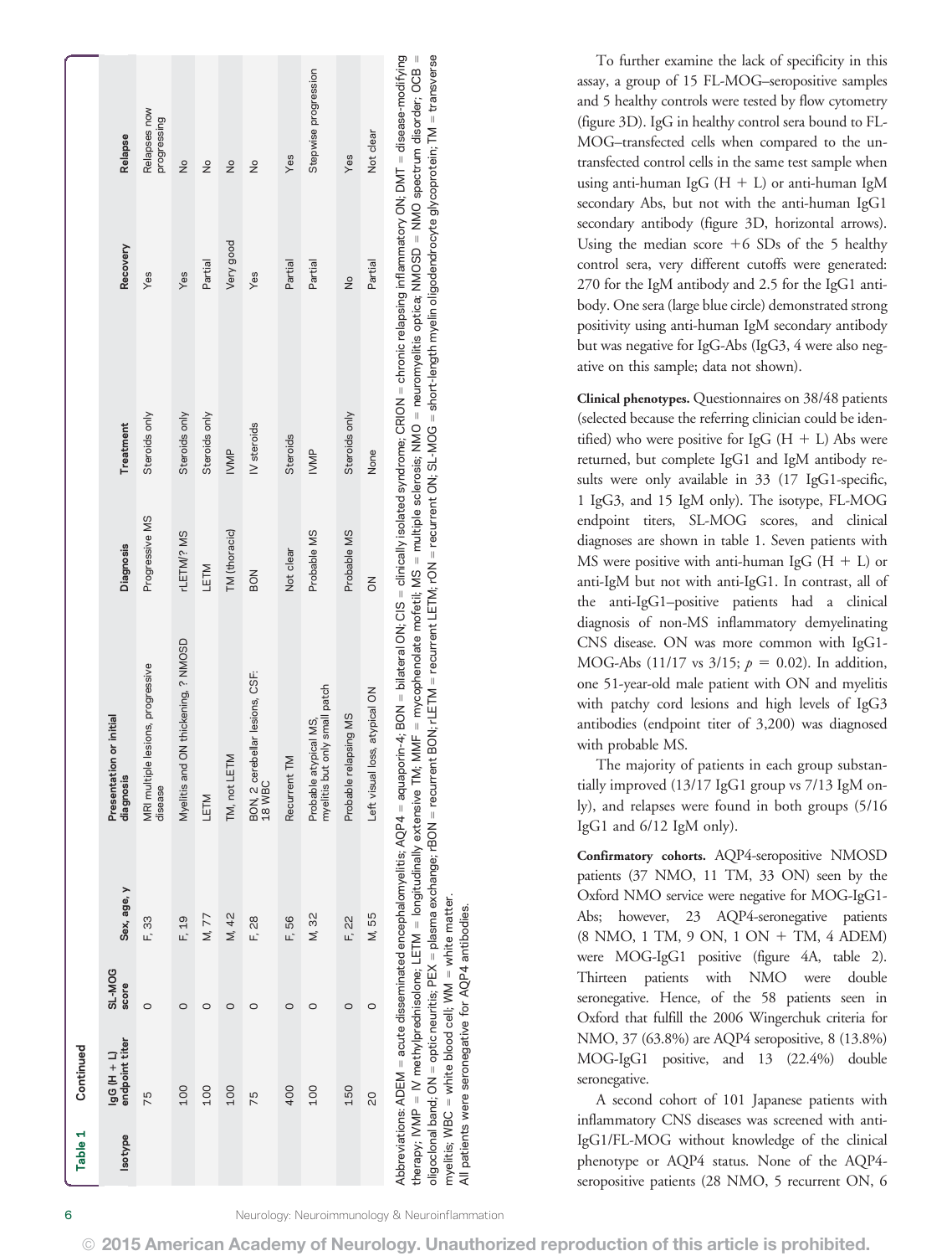**Table 1** Continued

| Isotype | IgG (H + L) endpoint titer | SL-MOG score | Sex, age, y | Presentation or initial diagnosis | Diagnosis | Treatment | Recovery | Relapse |
|---|---|---|---|---|---|---|---|---|
| | 75 | 0 | F, 33 | MRI multiple lesions, progressive disease | Progressive MS | Steroids only | Yes | Relapses now progressing |
| | 100 | 0 | F, 19 | Myelitis and ON thickening, ? NMOSD | rLETM/? MS | Steroids only | Yes | No |
| | 100 | 0 | M, 77 | LETM | LETM | Steroids only | Partial | No |
| | 100 | 0 | M, 42 | TM, not LETM | TM (thoracic) | IVMP | Very good | No |
| | 75 | 0 | F, 28 | BON, 2 cerebellar lesions, CSF: 18 WBC | BON | IV steroids | Yes | No |
| | 400 | 0 | F, 56 | Recurrent TM | Not clear | Steroids | Partial | Yes |
| | 100 | 0 | M, 32 | Probable atypical MS, myelitis but only small patch | Probable MS | IVMP | Partial | Stepwise progression |
| | 150 | 0 | F, 22 | Probable relapsing MS | Probable MS | Steroids only | No | Yes |
| | 20 | 0 | M, 55 | Left visual loss, atypical ON | ON | None | Partial | Not clear |

Abbreviations: ADEM = acute disseminated encephalomyelitis; AQP4 = aquaporin-4; BON = bilateral ON; CIS = clinically isolated syndrome; CRION = chronic relapsing inflammatory ON; DMT = disease-modifying therapy; IVMP = IV methylprednisolone; LETM = longitudinally extensive TM; MMF = mycophenolate mofetil; MS = multiple sclerosis; NMO = neuromyelitis optica; NMOSD = NMO spectrum disorder; OCB = oligoclonal band; ON = optic neuritis; PEX = plasma exchange; rBON = recurrent BON; rLETM = recurrent LETM; rON = recurrent ON; SL-MOG = short-length myelin oligodendrocyte glycoprotein; TM = transverse myelitis; WBC = white blood cell; WM = white matter.
All patients were seronegative for AQP4 antibodies.

To further examine the lack of specificity in this assay, a group of 15 FL-MOG–seropositive samples and 5 healthy controls were tested by flow cytometry (figure 3D). IgG in healthy control sera bound to FL-MOG–transfected cells when compared to the untransfected control cells in the same test sample when using anti-human IgG (H + L) or anti-human IgM secondary Abs, but not with the anti-human IgG1 secondary antibody (figure 3D, horizontal arrows). Using the median score +6 SDs of the 5 healthy control sera, very different cutoffs were generated: 270 for the IgM antibody and 2.5 for the IgG1 antibody. One sera (large blue circle) demonstrated strong positivity using anti-human IgM secondary antibody but was negative for IgG-Abs (IgG3, 4 were also negative on this sample; data not shown).

**Clinical phenotypes.** Questionnaires on 38/48 patients (selected because the referring clinician could be identified) who were positive for IgG (H + L) Abs were returned, but complete IgG1 and IgM antibody results were only available in 33 (17 IgG1-specific, 1 IgG3, and 15 IgM only). The isotype, FL-MOG endpoint titers, SL-MOG scores, and clinical diagnoses are shown in table 1. Seven patients with MS were positive with anti-human IgG (H + L) or anti-IgM but not with anti-IgG1. In contrast, all of the anti-IgG1–positive patients had a clinical diagnosis of non-MS inflammatory demyelinating CNS disease. ON was more common with IgG1-MOG-Abs (11/17 vs 3/15; $p = 0.02$). In addition, one 51-year-old male patient with ON and myelitis with patchy cord lesions and high levels of IgG3 antibodies (endpoint titer of 3,200) was diagnosed with probable MS.

The majority of patients in each group substantially improved (13/17 IgG1 group vs 7/13 IgM only), and relapses were found in both groups (5/16 IgG1 and 6/12 IgM only).

**Confirmatory cohorts.** AQP4-seropositive NMOSD patients (37 NMO, 11 TM, 33 ON) seen by the Oxford NMO service were negative for MOG-IgG1-Abs; however, 23 AQP4-seronegative patients (8 NMO, 1 TM, 9 ON, 1 ON + TM, 4 ADEM) were MOG-IgG1 positive (figure 4A, table 2). Thirteen patients with NMO were double seronegative. Hence, of the 58 patients seen in Oxford that fulfill the 2006 Wingerchuk criteria for NMO, 37 (63.8%) are AQP4 seropositive, 8 (13.8%) MOG-IgG1 positive, and 13 (22.4%) double seronegative.

A second cohort of 101 Japanese patients with inflammatory CNS diseases was screened with anti-IgG1/FL-MOG without knowledge of the clinical phenotype or AQP4 status. None of the AQP4-seropositive patients (28 NMO, 5 recurrent ON, 6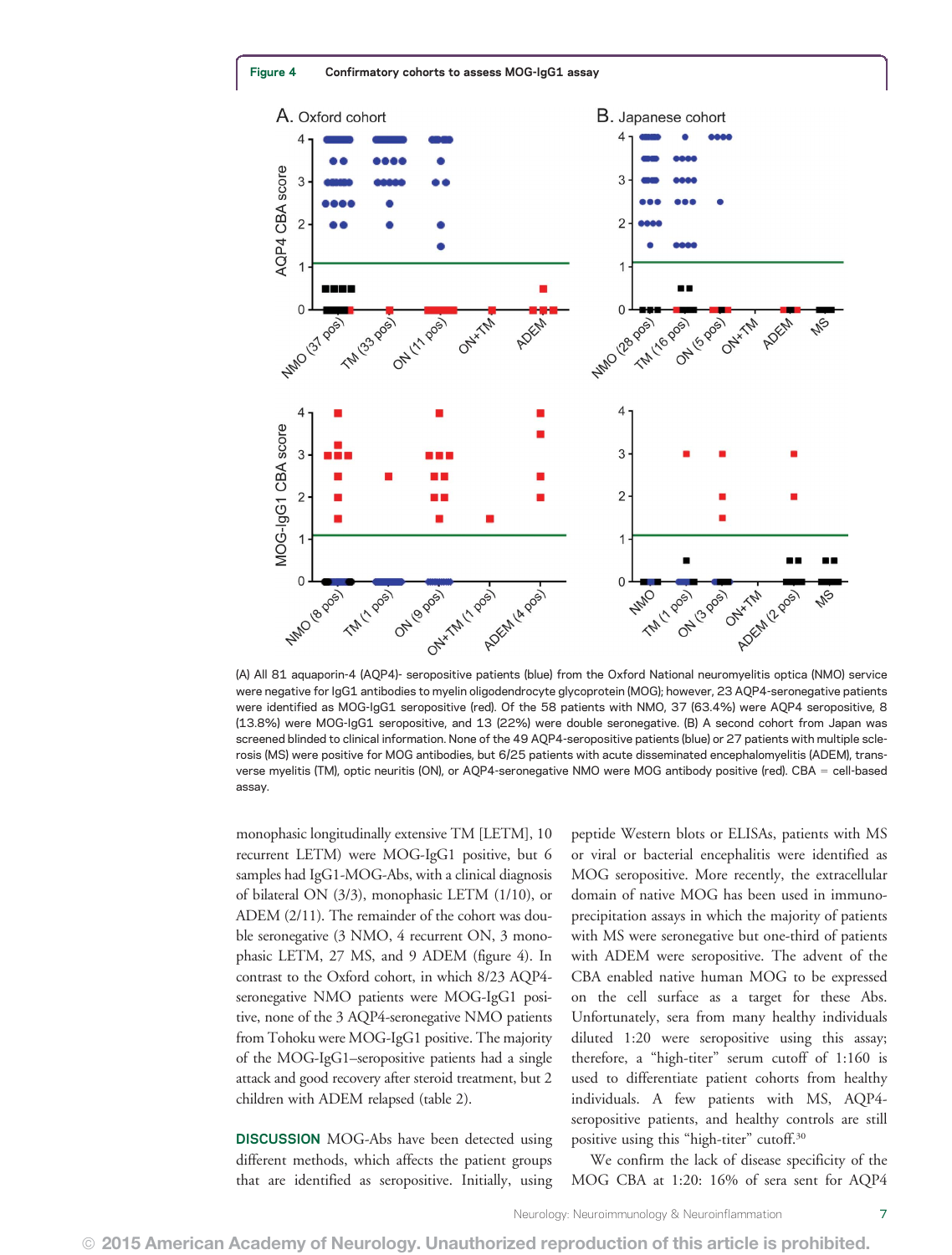**Figure 4** Confirmatory cohorts to assess MOG-IgG1 assay

(A) All 81 aquaporin-4 (AQP4)- seropositive patients (blue) from the Oxford National neuromyelitis optica (NMO) service were negative for IgG1 antibodies to myelin oligodendrocyte glycoprotein (MOG); however, 23 AQP4-seronegative patients were identified as MOG-IgG1 seropositive (red). Of the 58 patients with NMO, 37 (63.4%) were AQP4 seropositive, 8 (13.8%) were MOG-IgG1 seropositive, and 13 (22%) were double seronegative. (B) A second cohort from Japan was screened blinded to clinical information. None of the 49 AQP4-seropositive patients (blue) or 27 patients with multiple sclerosis (MS) were positive for MOG antibodies, but 6/25 patients with acute disseminated encephalomyelitis (ADEM), transverse myelitis (TM), optic neuritis (ON), or AQP4-seronegative NMO were MOG antibody positive (red). CBA = cell-based assay.

monophasic longitudinally extensive TM [LETM], 10 recurrent LETM) were MOG-IgG1 positive, but 6 samples had IgG1-MOG-Abs, with a clinical diagnosis of bilateral ON (3/3), monophasic LETM (1/10), or ADEM (2/11). The remainder of the cohort was double seronegative (3 NMO, 4 recurrent ON, 3 monophasic LETM, 27 MS, and 9 ADEM (figure 4). In contrast to the Oxford cohort, in which 8/23 AQP4-seronegative NMO patients were MOG-IgG1 positive, none of the 3 AQP4-seronegative NMO patients from Tohoku were MOG-IgG1 positive. The majority of the MOG-IgG1–seropositive patients had a single attack and good recovery after steroid treatment, but 2 children with ADEM relapsed (table 2).

## DISCUSSION

MOG-Abs have been detected using different methods, which affects the patient groups that are identified as seropositive. Initially, using peptide Western blots or ELISAs, patients with MS or viral or bacterial encephalitis were identified as MOG seropositive. More recently, the extracellular domain of native MOG has been used in immunoprecipitation assays in which the majority of patients with MS were seronegative but one-third of patients with ADEM were seropositive. The advent of the CBA enabled native human MOG to be expressed on the cell surface as a target for these Abs. Unfortunately, sera from many healthy individuals diluted 1:20 were seropositive using this assay; therefore, a "high-titer" serum cutoff of 1:160 is used to differentiate patient cohorts from healthy individuals. A few patients with MS, AQP4-seropositive patients, and healthy controls are still positive using this "high-titer" cutoff.[30]

We confirm the lack of disease specificity of the MOG CBA at 1:20: 16% of sera sent for AQP4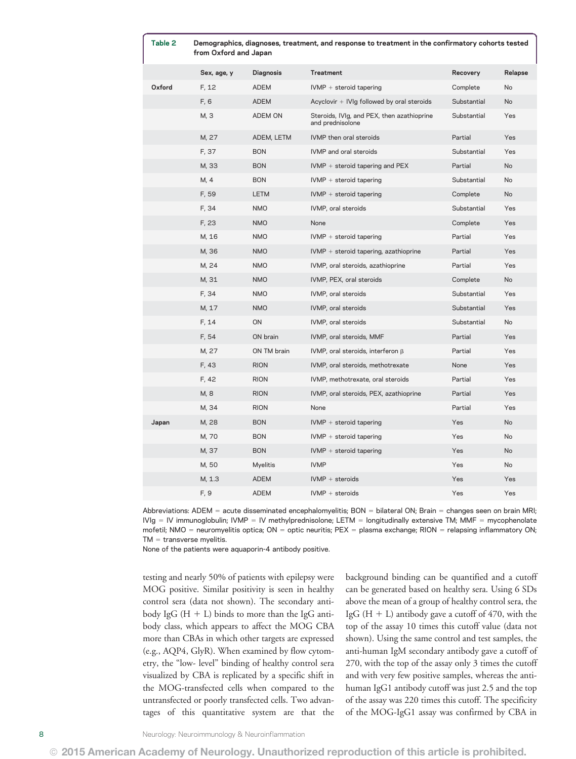**Table 2 Demographics, diagnoses, treatment, and response to treatment in the confirmatory cohorts tested from Oxford and Japan**

| | Sex, age, y | Diagnosis | Treatment | Recovery | Relapse |
|---|---|---|---|---|---|
| Oxford | F, 12 | ADEM | IVMP + steroid tapering | Complete | No |
| | F, 6 | ADEM | Acyclovir + IVIg followed by oral steroids | Substantial | No |
| | M, 3 | ADEM ON | Steroids, IVIg, and PEX, then azathioprine and prednisolone | Substantial | Yes |
| | M, 27 | ADEM, LETM | IVMP then oral steroids | Partial | Yes |
| | F, 37 | BON | IVMP and oral steroids | Substantial | Yes |
| | M, 33 | BON | IVMP + steroid tapering and PEX | Partial | No |
| | M, 4 | BON | IVMP + steroid tapering | Substantial | No |
| | F, 59 | LETM | IVMP + steroid tapering | Complete | No |
| | F, 34 | NMO | IVMP, oral steroids | Substantial | Yes |
| | F, 23 | NMO | None | Complete | Yes |
| | M, 16 | NMO | IVMP + steroid tapering | Partial | Yes |
| | M, 36 | NMO | IVMP + steroid tapering, azathioprine | Partial | Yes |
| | M, 24 | NMO | IVMP, oral steroids, azathioprine | Partial | Yes |
| | M, 31 | NMO | IVMP, PEX, oral steroids | Complete | No |
| | F, 34 | NMO | IVMP, oral steroids | Substantial | Yes |
| | M, 17 | NMO | IVMP, oral steroids | Substantial | Yes |
| | F, 14 | ON | IVMP, oral steroids | Substantial | No |
| | F, 54 | ON brain | IVMP, oral steroids, MMF | Partial | Yes |
| | M, 27 | ON TM brain | IVMP, oral steroids, interferon β | Partial | Yes |
| | F, 43 | RION | IVMP, oral steroids, methotrexate | None | Yes |
| | F, 42 | RION | IVMP, methotrexate, oral steroids | Partial | Yes |
| | M, 8 | RION | IVMP, oral steroids, PEX, azathioprine | Partial | Yes |
| | M, 34 | RION | None | Partial | Yes |
| Japan | M, 28 | BON | IVMP + steroid tapering | Yes | No |
| | M, 70 | BON | IVMP + steroid tapering | Yes | No |
| | M, 37 | BON | IVMP + steroid tapering | Yes | No |
| | M, 50 | Myelitis | IVMP | Yes | No |
| | M, 1.3 | ADEM | IVMP + steroids | Yes | Yes |
| | F, 9 | ADEM | IVMP + steroids | Yes | Yes |

Abbreviations: ADEM = acute disseminated encephalomyelitis; BON = bilateral ON; Brain = changes seen on brain MRI; IVIg = IV immunoglobulin; IVMP = IV methylprednisolone; LETM = longitudinally extensive TM; MMF = mycophenolate mofetil; NMO = neuromyelitis optica; ON = optic neuritis; PEX = plasma exchange; RION = relapsing inflammatory ON; TM = transverse myelitis.
None of the patients were aquaporin-4 antibody positive.

testing and nearly 50% of patients with epilepsy were MOG positive. Similar positivity is seen in healthy control sera (data not shown). The secondary antibody IgG (H + L) binds to more than the IgG antibody class, which appears to affect the MOG CBA more than CBAs in which other targets are expressed (e.g., AQP4, GlyR). When examined by flow cytometry, the "low- level" binding of healthy control sera visualized by CBA is replicated by a specific shift in the MOG-transfected cells when compared to the untransfected or poorly transfected cells. Two advantages of this quantitative system are that the background binding can be quantified and a cutoff can be generated based on healthy sera. Using 6 SDs above the mean of a group of healthy control sera, the IgG (H + L) antibody gave a cutoff of 470, with the top of the assay 10 times this cutoff value (data not shown). Using the same control and test samples, the anti-human IgM secondary antibody gave a cutoff of 270, with the top of the assay only 3 times the cutoff and with very few positive samples, whereas the anti-human IgG1 antibody cutoff was just 2.5 and the top of the assay was 220 times this cutoff. The specificity of the MOG-IgG1 assay was confirmed by CBA in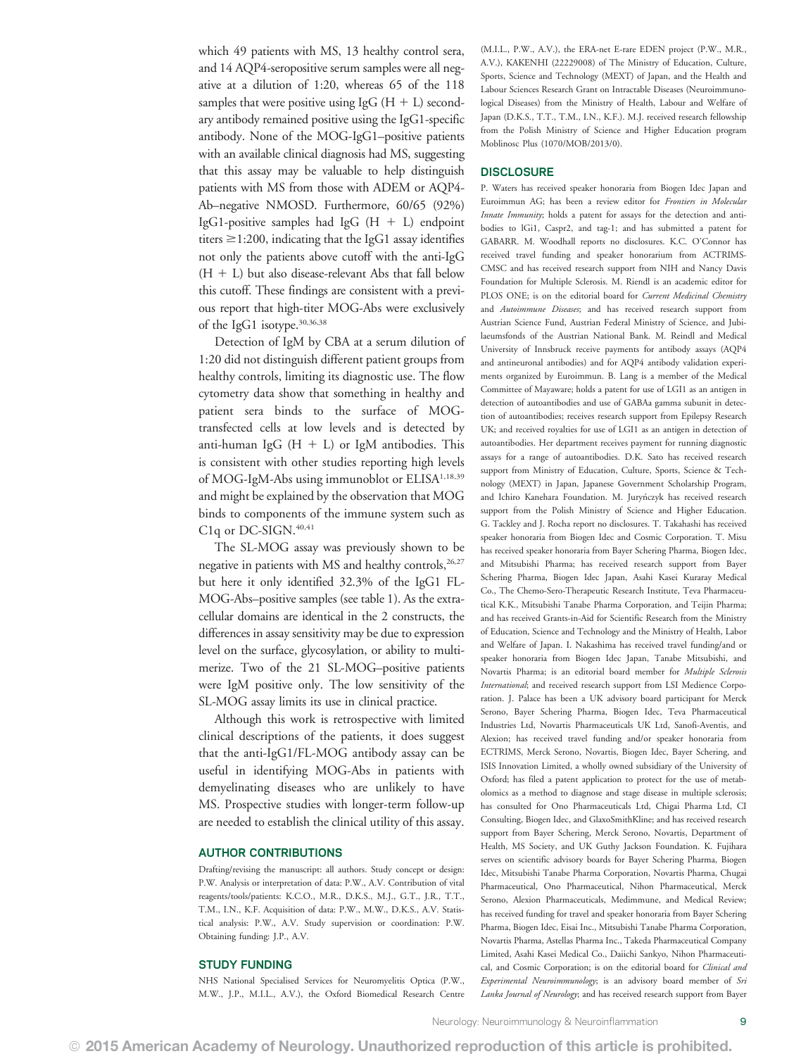which 49 patients with MS, 13 healthy control sera, and 14 AQP4-seropositive serum samples were all negative at a dilution of 1:20, whereas 65 of the 118 samples that were positive using IgG (H + L) secondary antibody remained positive using the IgG1-specific antibody. None of the MOG-IgG1–positive patients with an available clinical diagnosis had MS, suggesting that this assay may be valuable to help distinguish patients with MS from those with ADEM or AQP4-Ab–negative NMOSD. Furthermore, 60/65 (92%) IgG1-positive samples had IgG (H + L) endpoint titers ≥1:200, indicating that the IgG1 assay identifies not only the patients above cutoff with the anti-IgG (H + L) but also disease-relevant Abs that fall below this cutoff. These findings are consistent with a previous report that high-titer MOG-Abs were exclusively of the IgG1 isotype.[30,36,38]

Detection of IgM by CBA at a serum dilution of 1:20 did not distinguish different patient groups from healthy controls, limiting its diagnostic use. The flow cytometry data show that something in healthy and patient sera binds to the surface of MOG-transfected cells at low levels and is detected by anti-human IgG (H + L) or IgM antibodies. This is consistent with other studies reporting high levels of MOG-IgM-Abs using immunoblot or ELISA[1,18,39] and might be explained by the observation that MOG binds to components of the immune system such as C1q or DC-SIGN.[40,41]

The SL-MOG assay was previously shown to be negative in patients with MS and healthy controls,[26,27] but here it only identified 32.3% of the IgG1 FL-MOG-Abs–positive samples (see table 1). As the extracellular domains are identical in the 2 constructs, the differences in assay sensitivity may be due to expression level on the surface, glycosylation, or ability to multimerize. Two of the 21 SL-MOG–positive patients were IgM positive only. The low sensitivity of the SL-MOG assay limits its use in clinical practice.

Although this work is retrospective with limited clinical descriptions of the patients, it does suggest that the anti-IgG1/FL-MOG antibody assay can be useful in identifying MOG-Abs in patients with demyelinating diseases who are unlikely to have MS. Prospective studies with longer-term follow-up are needed to establish the clinical utility of this assay.

## AUTHOR CONTRIBUTIONS

Drafting/revising the manuscript: all authors. Study concept or design: P.W. Analysis or interpretation of data: P.W., A.V. Contribution of vital reagents/tools/patients: K.C.O., M.R., D.K.S., M.J., G.T., J.R., T.T., T.M., I.N., K.F. Acquisition of data: P.W., M.W., D.K.S., A.V. Statistical analysis: P.W., A.V. Study supervision or coordination: P.W. Obtaining funding: J.P., A.V.

## STUDY FUNDING

NHS National Specialised Services for Neuromyelitis Optica (P.W., M.W., J.P., M.I.L., A.V.), the Oxford Biomedical Research Centre (M.I.L., P.W., A.V.), the ERA-net E-rare EDEN project (P.W., M.R., A.V.), KAKENHI (22229008) of The Ministry of Education, Culture, Sports, Science and Technology (MEXT) of Japan, and the Health and Labour Sciences Research Grant on Intractable Diseases (Neuroimmunological Diseases) from the Ministry of Health, Labour and Welfare of Japan (D.K.S., T.T., T.M., I.N., K.F.). M.J. received research fellowship from the Polish Ministry of Science and Higher Education program Moblinosc Plus (1070/MOB/2013/0).

## DISCLOSURE

P. Waters has received speaker honoraria from Biogen Idec Japan and Euroimmun AG; has been a review editor for *Frontiers in Molecular Innate Immunity*; holds a patent for assays for the detection and antibodies to lGi1, Caspr2, and tag-1; and has submitted a patent for GABARR. M. Woodhall reports no disclosures. K.C. O'Connor has received travel funding and speaker honorarium from ACTRIMS-CMSC and has received research support from NIH and Nancy Davis Foundation for Multiple Sclerosis. M. Riendl is an academic editor for PLOS ONE; is on the editorial board for *Current Medicinal Chemistry* and *Autoimmune Diseases*; and has received research support from Austrian Science Fund, Austrian Federal Ministry of Science, and Jubilaeumsfonds of the Austrian National Bank. M. Reindl and Medical University of Innsbruck receive payments for antibody assays (AQP4 and antineuronal antibodies) and for AQP4 antibody validation experiments organized by Euroimmun. B. Lang is a member of the Medical Committee of Mayaware; holds a patent for use of LGI1 as an antigen in detection of autoantibodies and use of GABAa gamma subunit in detection of autoantibodies; receives research support from Epilepsy Research UK; and received royalties for use of LGI1 as an antigen in detection of autoantibodies. Her department receives payment for running diagnostic assays for a range of autoantibodies. D.K. Sato has received research support from Ministry of Education, Culture, Sports, Science & Technology (MEXT) in Japan, Japanese Government Scholarship Program, and Ichiro Kanehara Foundation. M. Juryńczyk has received research support from the Polish Ministry of Science and Higher Education. G. Tackley and J. Rocha report no disclosures. T. Takahashi has received speaker honoraria from Biogen Idec and Cosmic Corporation. T. Misu has received speaker honoraria from Bayer Schering Pharma, Biogen Idec, and Mitsubishi Pharma; has received research support from Bayer Schering Pharma, Biogen Idec Japan, Asahi Kasei Kuraray Medical Co., The Chemo-Sero-Therapeutic Research Institute, Teva Pharmaceutical K.K., Mitsubishi Tanabe Pharma Corporation, and Teijin Pharma; and has received Grants-in-Aid for Scientific Research from the Ministry of Education, Science and Technology and the Ministry of Health, Labor and Welfare of Japan. I. Nakashima has received travel funding/and or speaker honoraria from Biogen Idec Japan, Tanabe Mitsubishi, and Novartis Pharma; is an editorial board member for *Multiple Sclerosis International*; and received research support from LSI Medience Corporation. J. Palace has been a UK advisory board participant for Merck Serono, Bayer Schering Pharma, Biogen Idec, Teva Pharmaceutical Industries Ltd, Novartis Pharmaceuticals UK Ltd, Sanofi-Aventis, and Alexion; has received travel funding and/or speaker honoraria from ECTRIMS, Merck Serono, Novartis, Biogen Idec, Bayer Schering, and ISIS Innovation Limited, a wholly owned subsidiary of the University of Oxford; has filed a patent application to protect for the use of metabolomics as a method to diagnose and stage disease in multiple sclerosis; has consulted for Ono Pharmaceuticals Ltd, Chigai Pharma Ltd, CI Consulting, Biogen Idec, and GlaxoSmithKline; and has received research support from Bayer Schering, Merck Serono, Novartis, Department of Health, MS Society, and UK Guthy Jackson Foundation. K. Fujihara serves on scientific advisory boards for Bayer Schering Pharma, Biogen Idec, Mitsubishi Tanabe Pharma Corporation, Novartis Pharma, Chugai Pharmaceutical, Ono Pharmaceutical, Nihon Pharmaceutical, Merck Serono, Alexion Pharmaceuticals, Medimmune, and Medical Review; has received funding for travel and speaker honoraria from Bayer Schering Pharma, Biogen Idec, Eisai Inc., Mitsubishi Tanabe Pharma Corporation, Novartis Pharma, Astellas Pharma Inc., Takeda Pharmaceutical Company Limited, Asahi Kasei Medical Co., Daiichi Sankyo, Nihon Pharmaceutical, and Cosmic Corporation; is on the editorial board for *Clinical and Experimental Neuroimmunology*; is an advisory board member of *Sri Lanka Journal of Neurology*; and has received research support from Bayer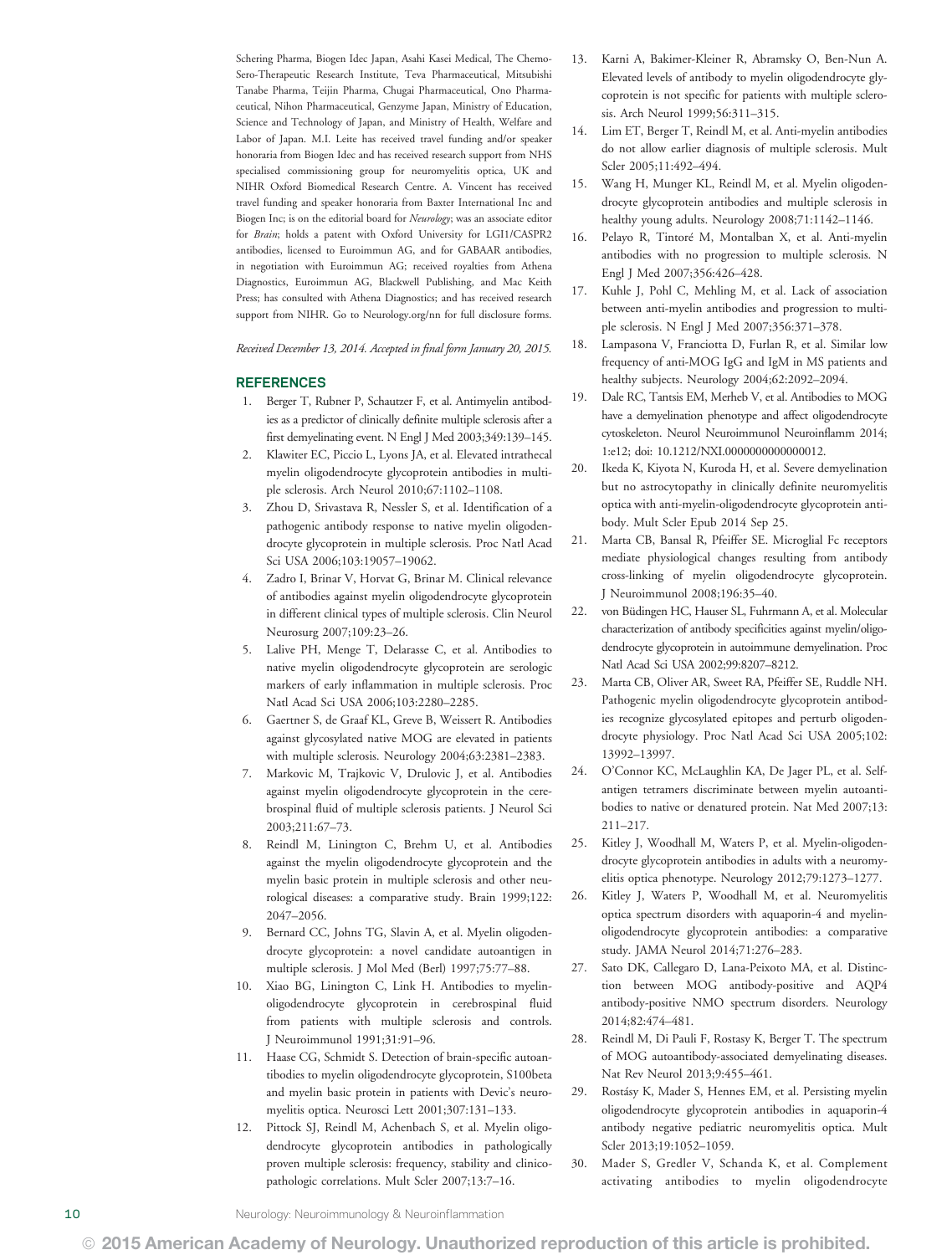Schering Pharma, Biogen Idec Japan, Asahi Kasei Medical, The Chemo-Sero-Therapeutic Research Institute, Teva Pharmaceutical, Mitsubishi Tanabe Pharma, Teijin Pharma, Chugai Pharmaceutical, Ono Pharmaceutical, Nihon Pharmaceutical, Genzyme Japan, Ministry of Education, Science and Technology of Japan, and Ministry of Health, Welfare and Labor of Japan. M.I. Leite has received travel funding and/or speaker honoraria from Biogen Idec and has received research support from NHS specialised commissioning group for neuromyelitis optica, UK and NIHR Oxford Biomedical Research Centre. A. Vincent has received travel funding and speaker honoraria from Baxter International Inc and Biogen Inc; is on the editorial board for *Neurology*; was an associate editor for *Brain*; holds a patent with Oxford University for LGI1/CASPR2 antibodies, licensed to Euroimmun AG, and for GABAAR antibodies, in negotiation with Euroimmun AG; received royalties from Athena Diagnostics, Euroimmun AG, Blackwell Publishing, and Mac Keith Press; has consulted with Athena Diagnostics; and has received research support from NIHR. Go to Neurology.org/nn for full disclosure forms.

*Received December 13, 2014. Accepted in final form January 20, 2015.*

## REFERENCES

1. Berger T, Rubner P, Schautzer F, et al. Antimyelin antibodies as a predictor of clinically definite multiple sclerosis after a first demyelinating event. N Engl J Med 2003;349:139–145.
2. Klawiter EC, Piccio L, Lyons JA, et al. Elevated intrathecal myelin oligodendrocyte glycoprotein antibodies in multiple sclerosis. Arch Neurol 2010;67:1102–1108.
3. Zhou D, Srivastava R, Nessler S, et al. Identification of a pathogenic antibody response to native myelin oligodendrocyte glycoprotein in multiple sclerosis. Proc Natl Acad Sci USA 2006;103:19057–19062.
4. Zadro I, Brinar V, Horvat G, Brinar M. Clinical relevance of antibodies against myelin oligodendrocyte glycoprotein in different clinical types of multiple sclerosis. Clin Neurol Neurosurg 2007;109:23–26.
5. Lalive PH, Menge T, Delarasse C, et al. Antibodies to native myelin oligodendrocyte glycoprotein are serologic markers of early inflammation in multiple sclerosis. Proc Natl Acad Sci USA 2006;103:2280–2285.
6. Gaertner S, de Graaf KL, Greve B, Weissert R. Antibodies against glycosylated native MOG are elevated in patients with multiple sclerosis. Neurology 2004;63:2381–2383.
7. Markovic M, Trajkovic V, Drulovic J, et al. Antibodies against myelin oligodendrocyte glycoprotein in the cerebrospinal fluid of multiple sclerosis patients. J Neurol Sci 2003;211:67–73.
8. Reindl M, Linington C, Brehm U, et al. Antibodies against the myelin oligodendrocyte glycoprotein and the myelin basic protein in multiple sclerosis and other neurological diseases: a comparative study. Brain 1999;122: 2047–2056.
9. Bernard CC, Johns TG, Slavin A, et al. Myelin oligodendrocyte glycoprotein: a novel candidate autoantigen in multiple sclerosis. J Mol Med (Berl) 1997;75:77–88.
10. Xiao BG, Linington C, Link H. Antibodies to myelin-oligodendrocyte glycoprotein in cerebrospinal fluid from patients with multiple sclerosis and controls. J Neuroimmunol 1991;31:91–96.
11. Haase CG, Schmidt S. Detection of brain-specific autoantibodies to myelin oligodendrocyte glycoprotein, S100beta and myelin basic protein in patients with Devic's neuromyelitis optica. Neurosci Lett 2001;307:131–133.
12. Pittock SJ, Reindl M, Achenbach S, et al. Myelin oligodendrocyte glycoprotein antibodies in pathologically proven multiple sclerosis: frequency, stability and clinicopathologic correlations. Mult Scler 2007;13:7–16.
13. Karni A, Bakimer-Kleiner R, Abramsky O, Ben-Nun A. Elevated levels of antibody to myelin oligodendrocyte glycoprotein is not specific for patients with multiple sclerosis. Arch Neurol 1999;56:311–315.
14. Lim ET, Berger T, Reindl M, et al. Anti-myelin antibodies do not allow earlier diagnosis of multiple sclerosis. Mult Scler 2005;11:492–494.
15. Wang H, Munger KL, Reindl M, et al. Myelin oligodendrocyte glycoprotein antibodies and multiple sclerosis in healthy young adults. Neurology 2008;71:1142–1146.
16. Pelayo R, Tintoré M, Montalban X, et al. Anti-myelin antibodies with no progression to multiple sclerosis. N Engl J Med 2007;356:426–428.
17. Kuhle J, Pohl C, Mehling M, et al. Lack of association between anti-myelin antibodies and progression to multiple sclerosis. N Engl J Med 2007;356:371–378.
18. Lampasona V, Franciotta D, Furlan R, et al. Similar low frequency of anti-MOG IgG and IgM in MS patients and healthy subjects. Neurology 2004;62:2092–2094.
19. Dale RC, Tantsis EM, Merheb V, et al. Antibodies to MOG have a demyelination phenotype and affect oligodendrocyte cytoskeleton. Neurol Neuroimmunol Neuroinflamm 2014; 1:e12; doi: 10.1212/NXI.0000000000000012.
20. Ikeda K, Kiyota N, Kuroda H, et al. Severe demyelination but no astrocytopathy in clinically definite neuromyelitis optica with anti-myelin-oligodendrocyte glycoprotein antibody. Mult Scler Epub 2014 Sep 25.
21. Marta CB, Bansal R, Pfeiffer SE. Microglial Fc receptors mediate physiological changes resulting from antibody cross-linking of myelin oligodendrocyte glycoprotein. J Neuroimmunol 2008;196:35–40.
22. von Büdingen HC, Hauser SL, Fuhrmann A, et al. Molecular characterization of antibody specificities against myelin/oligodendrocyte glycoprotein in autoimmune demyelination. Proc Natl Acad Sci USA 2002;99:8207–8212.
23. Marta CB, Oliver AR, Sweet RA, Pfeiffer SE, Ruddle NH. Pathogenic myelin oligodendrocyte glycoprotein antibodies recognize glycosylated epitopes and perturb oligodendrocyte physiology. Proc Natl Acad Sci USA 2005;102: 13992–13997.
24. O'Connor KC, McLaughlin KA, De Jager PL, et al. Self-antigen tetramers discriminate between myelin autoantibodies to native or denatured protein. Nat Med 2007;13: 211–217.
25. Kitley J, Woodhall M, Waters P, et al. Myelin-oligodendrocyte glycoprotein antibodies in adults with a neuromyelitis optica phenotype. Neurology 2012;79:1273–1277.
26. Kitley J, Waters P, Woodhall M, et al. Neuromyelitis optica spectrum disorders with aquaporin-4 and myelin-oligodendrocyte glycoprotein antibodies: a comparative study. JAMA Neurol 2014;71:276–283.
27. Sato DK, Callegaro D, Lana-Peixoto MA, et al. Distinction between MOG antibody-positive and AQP4 antibody-positive NMO spectrum disorders. Neurology 2014;82:474–481.
28. Reindl M, Di Pauli F, Rostasy K, Berger T. The spectrum of MOG autoantibody-associated demyelinating diseases. Nat Rev Neurol 2013;9:455–461.
29. Rostásy K, Mader S, Hennes EM, et al. Persisting myelin oligodendrocyte glycoprotein antibodies in aquaporin-4 antibody negative pediatric neuromyelitis optica. Mult Scler 2013;19:1052–1059.
30. Mader S, Gredler V, Schanda K, et al. Complement activating antibodies to myelin oligodendrocyte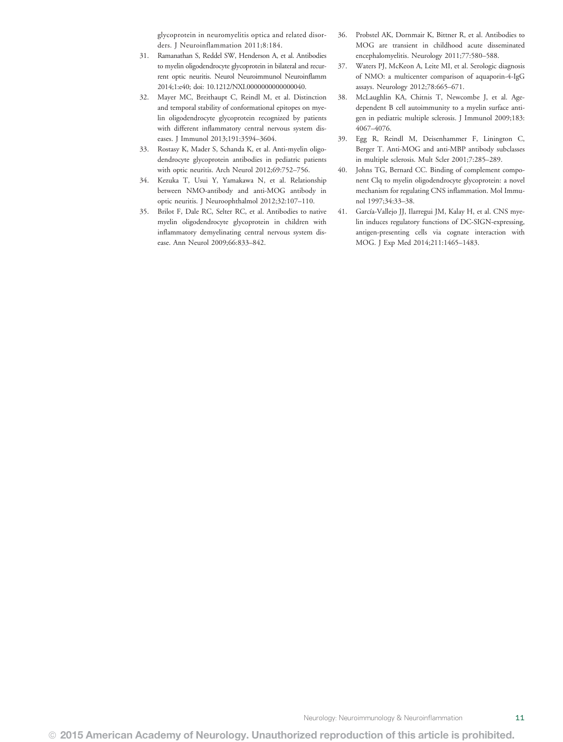glycoprotein in neuromyelitis optica and related disorders. J Neuroinflammation 2011;8:184.

31. Ramanathan S, Reddel SW, Henderson A, et al. Antibodies to myelin oligodendrocyte glycoprotein in bilateral and recurrent optic neuritis. Neurol Neuroimmunol Neuroinflamm 2014;1:e40; doi: 10.1212/NXI.0000000000000040.
32. Mayer MC, Breithaupt C, Reindl M, et al. Distinction and temporal stability of conformational epitopes on myelin oligodendrocyte glycoprotein recognized by patients with different inflammatory central nervous system diseases. J Immunol 2013;191:3594–3604.
33. Rostasy K, Mader S, Schanda K, et al. Anti-myelin oligodendrocyte glycoprotein antibodies in pediatric patients with optic neuritis. Arch Neurol 2012;69:752–756.
34. Kezuka T, Usui Y, Yamakawa N, et al. Relationship between NMO-antibody and anti-MOG antibody in optic neuritis. J Neuroophthalmol 2012;32:107–110.
35. Brilot F, Dale RC, Selter RC, et al. Antibodies to native myelin oligodendrocyte glycoprotein in children with inflammatory demyelinating central nervous system disease. Ann Neurol 2009;66:833–842.
36. Probstel AK, Dornmair K, Bittner R, et al. Antibodies to MOG are transient in childhood acute disseminated encephalomyelitis. Neurology 2011;77:580–588.
37. Waters PJ, McKeon A, Leite MI, et al. Serologic diagnosis of NMO: a multicenter comparison of aquaporin-4-IgG assays. Neurology 2012;78:665–671.
38. McLaughlin KA, Chitnis T, Newcombe J, et al. Age-dependent B cell autoimmunity to a myelin surface antigen in pediatric multiple sclerosis. J Immunol 2009;183:4067–4076.
39. Egg R, Reindl M, Deisenhammer F, Linington C, Berger T. Anti-MOG and anti-MBP antibody subclasses in multiple sclerosis. Mult Scler 2001;7:285–289.
40. Johns TG, Bernard CC. Binding of complement component Clq to myelin oligodendrocyte glycoprotein: a novel mechanism for regulating CNS inflammation. Mol Immunol 1997;34:33–38.
41. García-Vallejo JJ, Ilarregui JM, Kalay H, et al. CNS myelin induces regulatory functions of DC-SIGN-expressing, antigen-presenting cells via cognate interaction with MOG. J Exp Med 2014;211:1465–1483.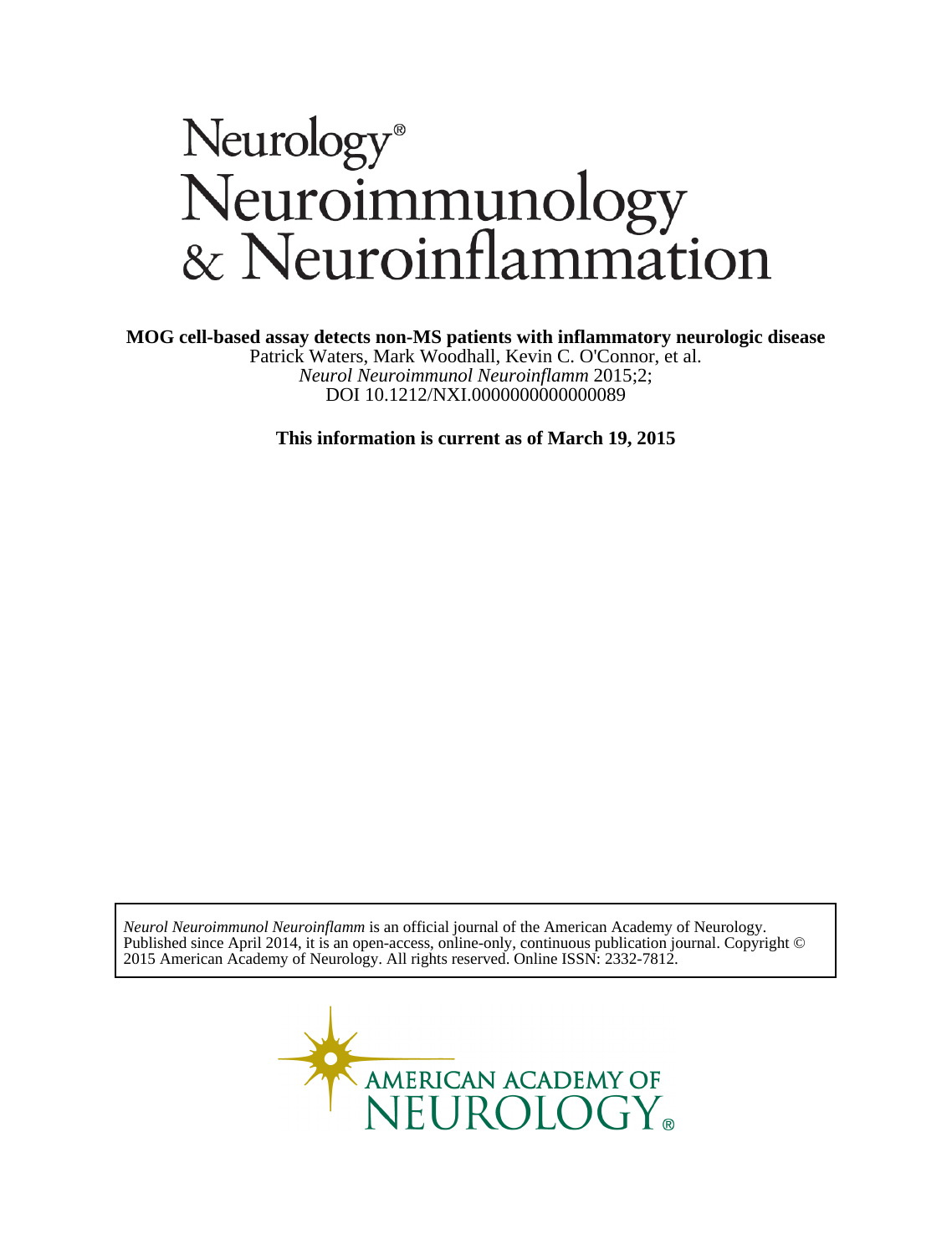# Neurology® Neuroimmunology & Neuroinflammation

**MOG cell-based assay detects non-MS patients with inflammatory neurologic disease**

Patrick Waters, Mark Woodhall, Kevin C. O'Connor, et al.

*Neurol Neuroimmunol Neuroinflamm* 2015;2;

DOI 10.1212/NXI.0000000000000089

**This information is current as of March 19, 2015**

*Neurol Neuroimmunol Neuroinflamm* is an official journal of the American Academy of Neurology. Published since April 2014, it is an open-access, online-only, continuous publication journal. Copyright © 2015 American Academy of Neurology. All rights reserved. Online ISSN: 2332-7812.

AMERICAN ACADEMY OF NEUROLOGY®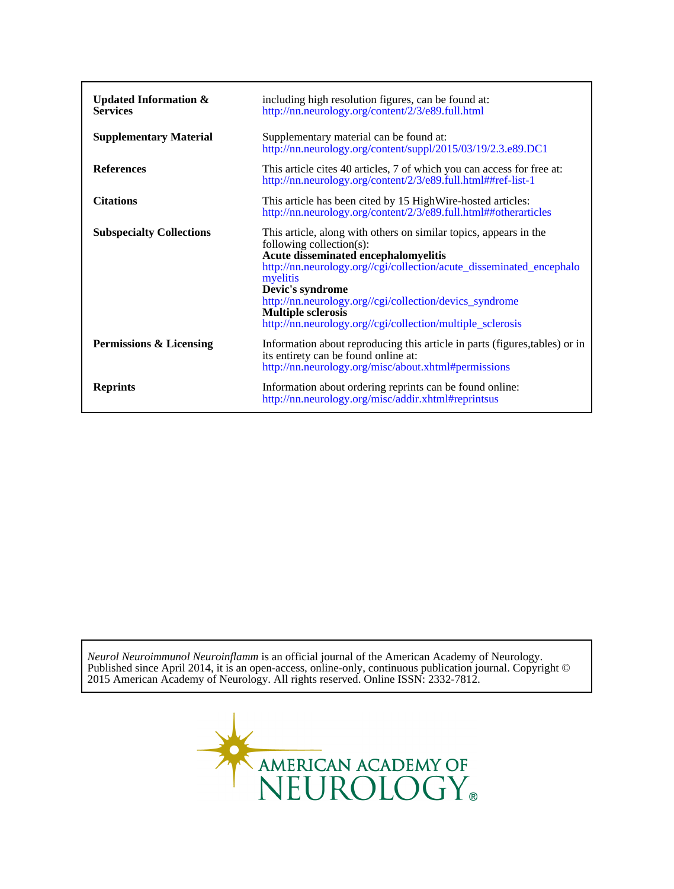| | |
|---|---|
| **Updated Information & Services** | including high resolution figures, can be found at: http://nn.neurology.org/content/2/3/e89.full.html |
| **Supplementary Material** | Supplementary material can be found at: http://nn.neurology.org/content/suppl/2015/03/19/2.3.e89.DC1 |
| **References** | This article cites 40 articles, 7 of which you can access for free at: http://nn.neurology.org/content/2/3/e89.full.html##ref-list-1 |
| **Citations** | This article has been cited by 15 HighWire-hosted articles: http://nn.neurology.org/content/2/3/e89.full.html##otherarticles |
| **Subspecialty Collections** | This article, along with others on similar topics, appears in the following collection(s): **Acute disseminated encephalomyelitis** http://nn.neurology.org//cgi/collection/acute_disseminated_encephalomyelitis **Devic's syndrome** http://nn.neurology.org//cgi/collection/devics_syndrome **Multiple sclerosis** http://nn.neurology.org//cgi/collection/multiple_sclerosis |
| **Permissions & Licensing** | Information about reproducing this article in parts (figures,tables) or in its entirety can be found online at: http://nn.neurology.org/misc/about.xhtml#permissions |
| **Reprints** | Information about ordering reprints can be found online: http://nn.neurology.org/misc/addir.xhtml#reprintsus |

*Neurol Neuroimmunol Neuroinflamm* is an official journal of the American Academy of Neurology. Published since April 2014, it is an open-access, online-only, continuous publication journal. Copyright © 2015 American Academy of Neurology. All rights reserved. Online ISSN: 2332-7812.

AMERICAN ACADEMY OF NEUROLOGY®